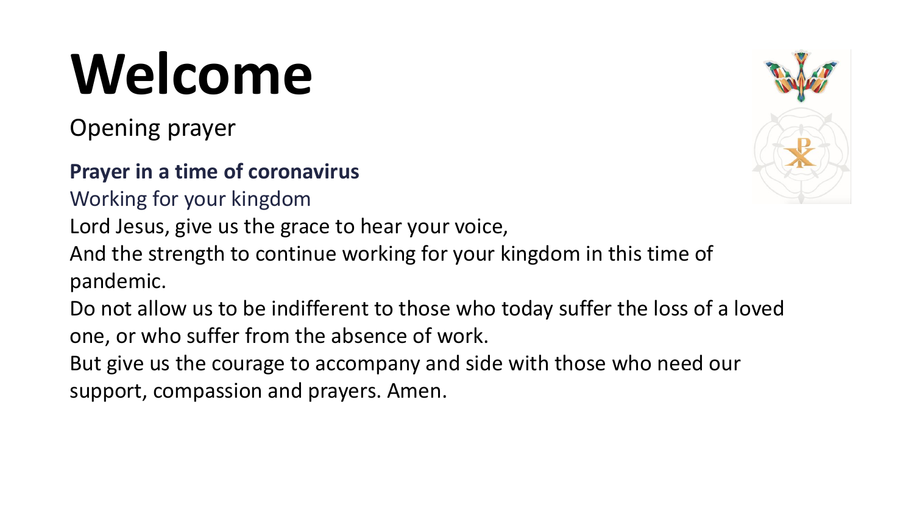# Welcome

Opening prayer

**Prayer in a time of coronavirus**

Working for your kingdom

Lord Jesus, give us the grace to hear your voice,

And the strength to continue working for your kingdom in this time of pandemic.

Do not allow us to be indifferent to those who today suffer the loss of a loved one, or who suffer from the absence of work.

But give us the courage to accompany and side with those who need our support, compassion and prayers. Amen.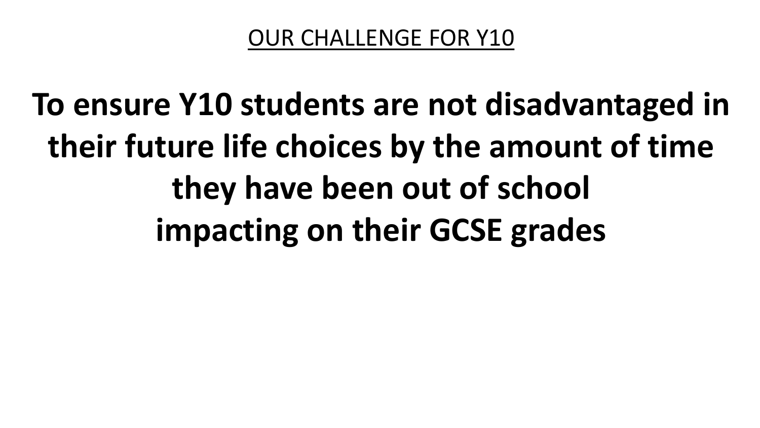## OUR CHALLENGE FOR Y10

**To ensure Y10 students are not disadvantaged in their future life choices by the amount of time they have been out of school impacting on their GCSE grades**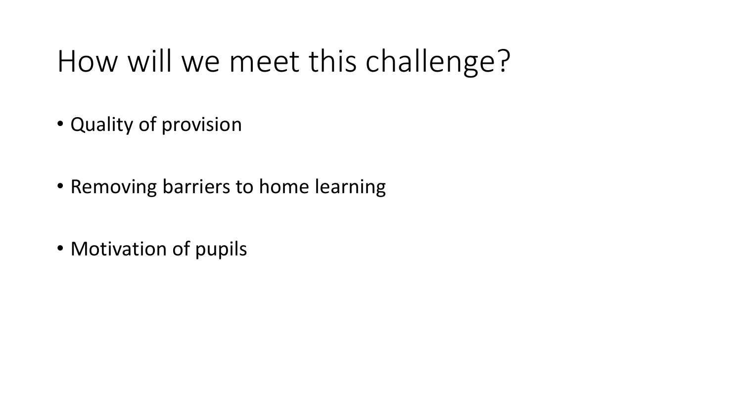# How will we meet this challenge?

- Quality of provision
- Removing barriers to home learning
- Motivation of pupils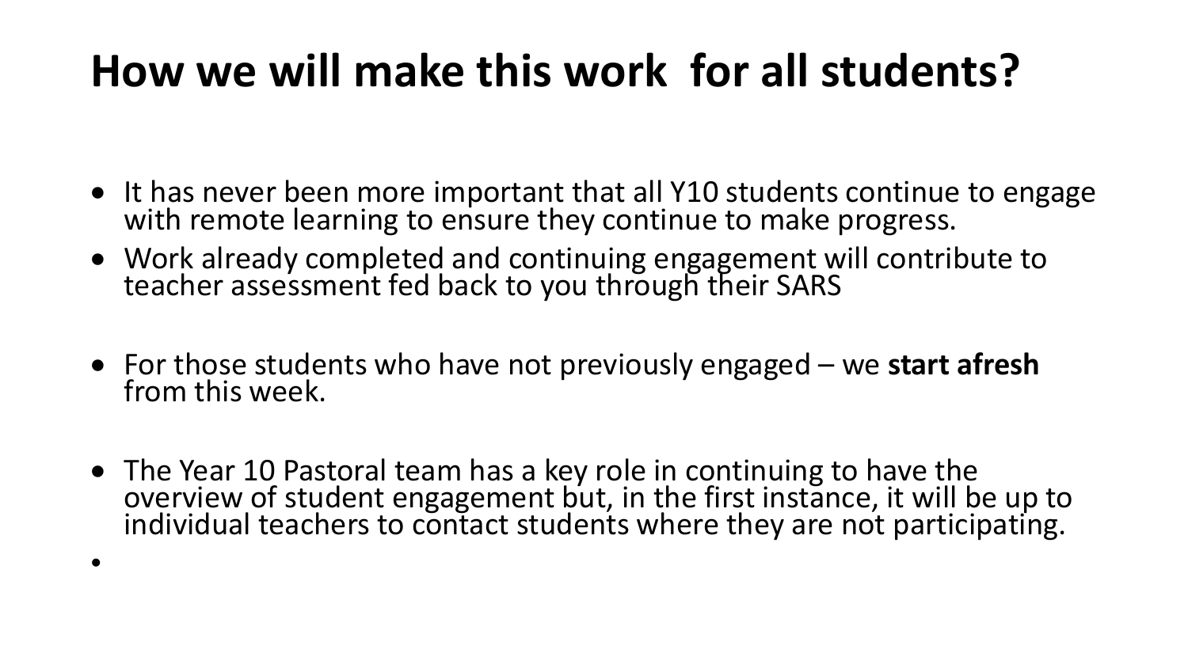# How we will make this work for all students?

- It has never been more important that all Y10 students continue to engage with remote learning to ensure they continue to make progress.
- Work already completed and continuing engagement will contribute to teacher assessment fed back to you through their SARS
- For those students who have not previously engaged – we **start afresh** from this week.
- The Year 10 Pastoral team has a key role in continuing to have the overview of student engagement but, in the first instance, it will be up to individual teachers to contact students where they are not participating.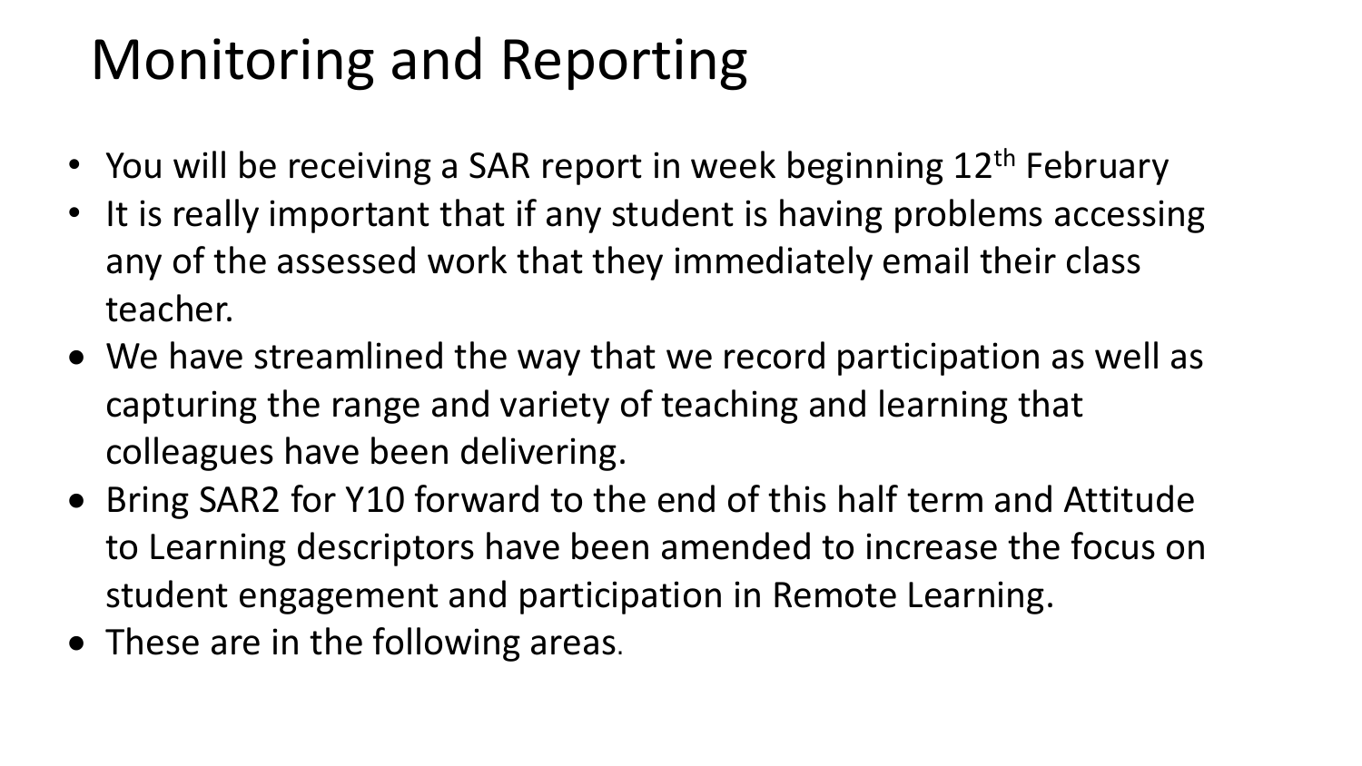# Monitoring and Reporting

- You will be receiving a SAR report in week beginning 12th February
- It is really important that if any student is having problems accessing any of the assessed work that they immediately email their class teacher.
- We have streamlined the way that we record participation as well as capturing the range and variety of teaching and learning that colleagues have been delivering.
- Bring SAR2 for Y10 forward to the end of this half term and Attitude to Learning descriptors have been amended to increase the focus on student engagement and participation in Remote Learning.
- These are in the following areas.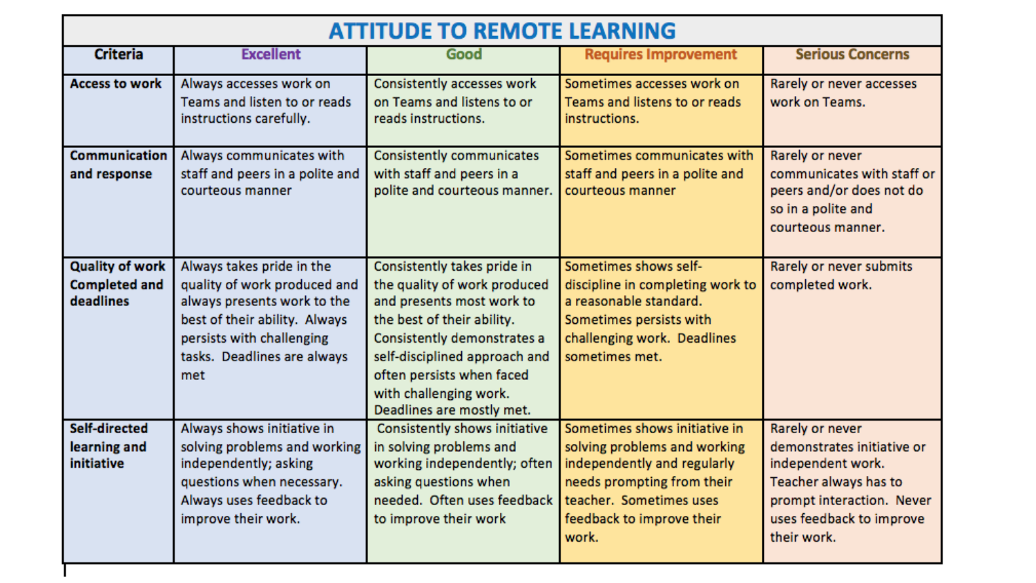# ATTITUDE TO REMOTE LEARNING

| Criteria | Excellent | Good | Requires Improvement | Serious Concerns |
|---|---|---|---|---|
| **Access to work** | Always accesses work on Teams and listen to or reads instructions carefully. | Consistently accesses work on Teams and listens to or reads instructions. | Sometimes accesses work on Teams and listens to or reads instructions. | Rarely or never accesses work on Teams. |
| **Communication and response** | Always communicates with staff and peers in a polite and courteous manner | Consistently communicates with staff and peers in a polite and courteous manner. | Sometimes communicates with staff and peers in a polite and courteous manner | Rarely or never communicates with staff or peers and/or does not do so in a polite and courteous manner. |
| **Quality of work Completed and deadlines** | Always takes pride in the quality of work produced and always presents work to the best of their ability. Always persists with challenging tasks. Deadlines are always met | Consistently takes pride in the quality of work produced and presents most work to the best of their ability. Consistently demonstrates a self-disciplined approach and often persists when faced with challenging work. Deadlines are mostly met. | Sometimes shows self-discipline in completing work to a reasonable standard. Sometimes persists with challenging work. Deadlines sometimes met. | Rarely or never submits completed work. |
| **Self-directed learning and initiative** | Always shows initiative in solving problems and working independently; asking questions when necessary. Always uses feedback to improve their work. | Consistently shows initiative in solving problems and working independently; often asking questions when needed. Often uses feedback to improve their work | Sometimes shows initiative in solving problems and working independently and regularly needs prompting from their teacher. Sometimes uses feedback to improve their work. | Rarely or never demonstrates initiative or independent work. Teacher always has to prompt interaction. Never uses feedback to improve their work. |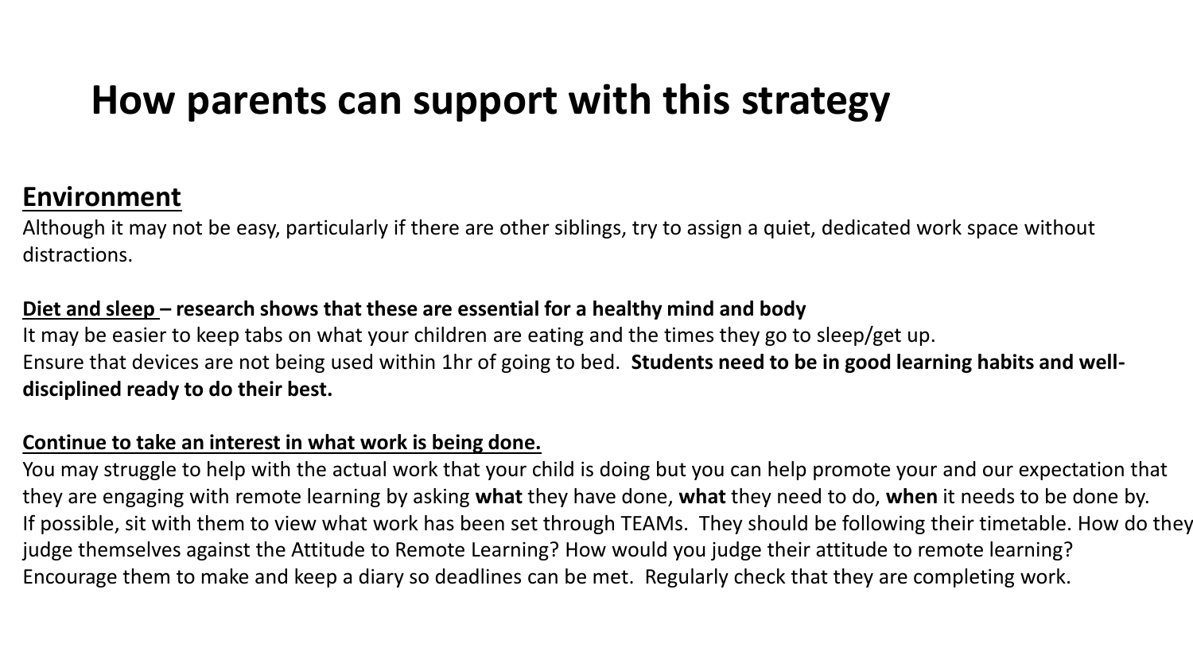# How parents can support with this strategy

**Environment**

Although it may not be easy, particularly if there are other siblings, try to assign a quiet, dedicated work space without distractions.

**Diet and sleep – research shows that these are essential for a healthy mind and body**

It may be easier to keep tabs on what your children are eating and the times they go to sleep/get up.
Ensure that devices are not being used within 1hr of going to bed. **Students need to be in good learning habits and well-disciplined ready to do their best.**

**Continue to take an interest in what work is being done.**

You may struggle to help with the actual work that your child is doing but you can help promote your and our expectation that they are engaging with remote learning by asking **what** they have done, **what** they need to do, **when** it needs to be done by.
If possible, sit with them to view what work has been set through TEAMs. They should be following their timetable. How do they judge themselves against the Attitude to Remote Learning? How would you judge their attitude to remote learning?
Encourage them to make and keep a diary so deadlines can be met. Regularly check that they are completing work.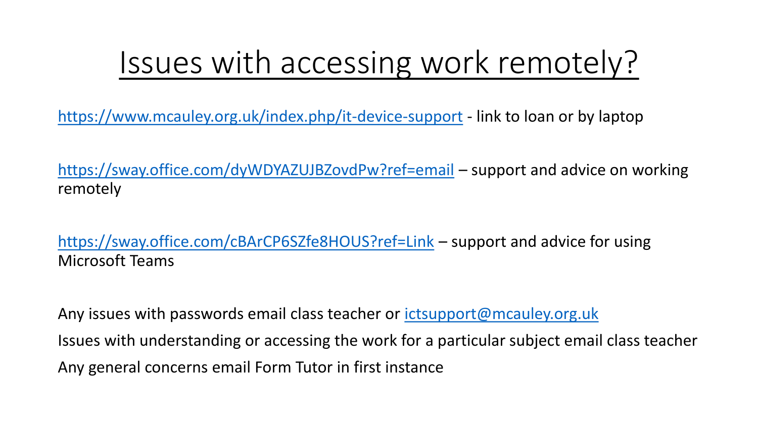# Issues with accessing work remotely?

https://www.mcauley.org.uk/index.php/it-device-support - link to loan or by laptop

https://sway.office.com/dyWDYAZUJBZovdPw?ref=email – support and advice on working remotely

https://sway.office.com/cBArCP6SZfe8HOUS?ref=Link – support and advice for using Microsoft Teams

Any issues with passwords email class teacher or ictsupport@mcauley.org.uk

Issues with understanding or accessing the work for a particular subject email class teacher

Any general concerns email Form Tutor in first instance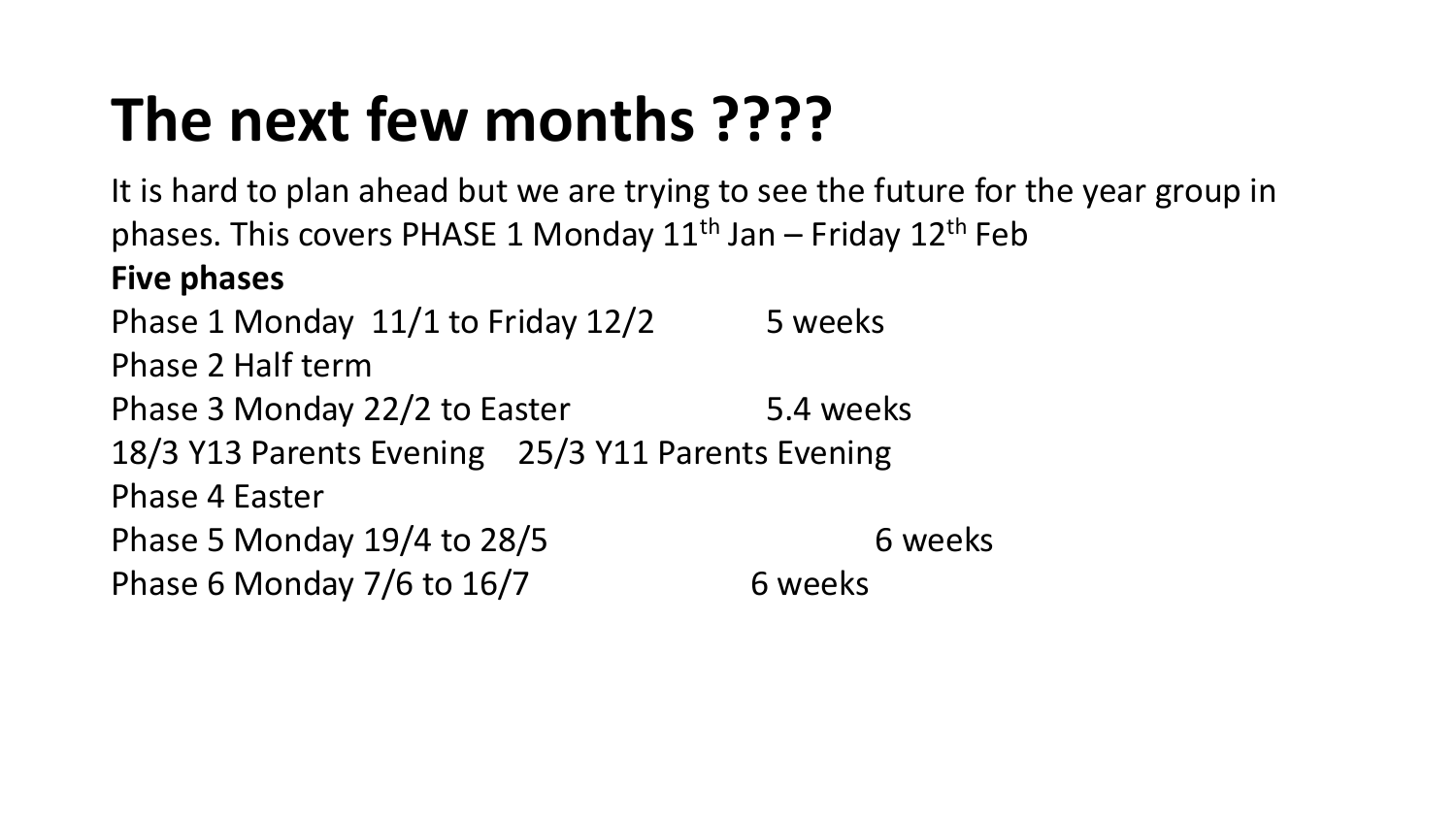# The next few months ????

It is hard to plan ahead but we are trying to see the future for the year group in phases. This covers PHASE 1 Monday 11th Jan – Friday 12th Feb

**Five phases**

Phase 1 Monday 11/1 to Friday 12/2 5 weeks

Phase 2 Half term

Phase 3 Monday 22/2 to Easter 5.4 weeks

18/3 Y13 Parents Evening 25/3 Y11 Parents Evening

Phase 4 Easter

Phase 5 Monday 19/4 to 28/5 6 weeks

Phase 6 Monday 7/6 to 16/7 6 weeks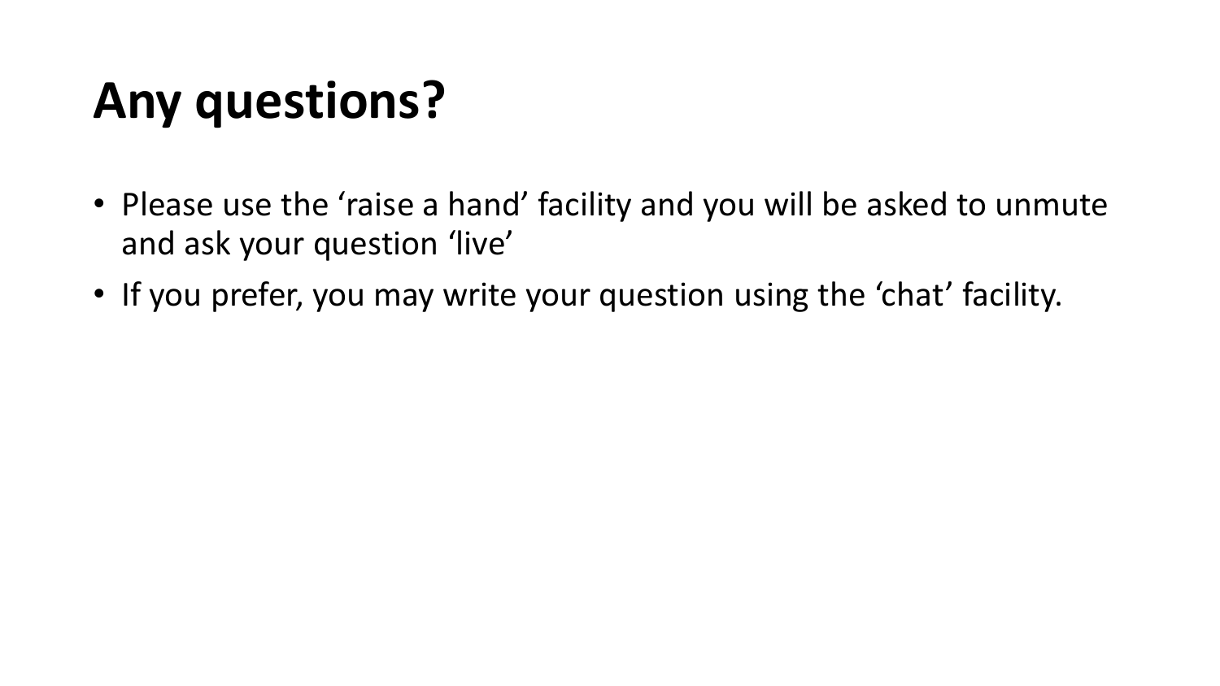# Any questions?

- Please use the ‘raise a hand’ facility and you will be asked to unmute and ask your question ‘live’
- If you prefer, you may write your question using the ‘chat’ facility.